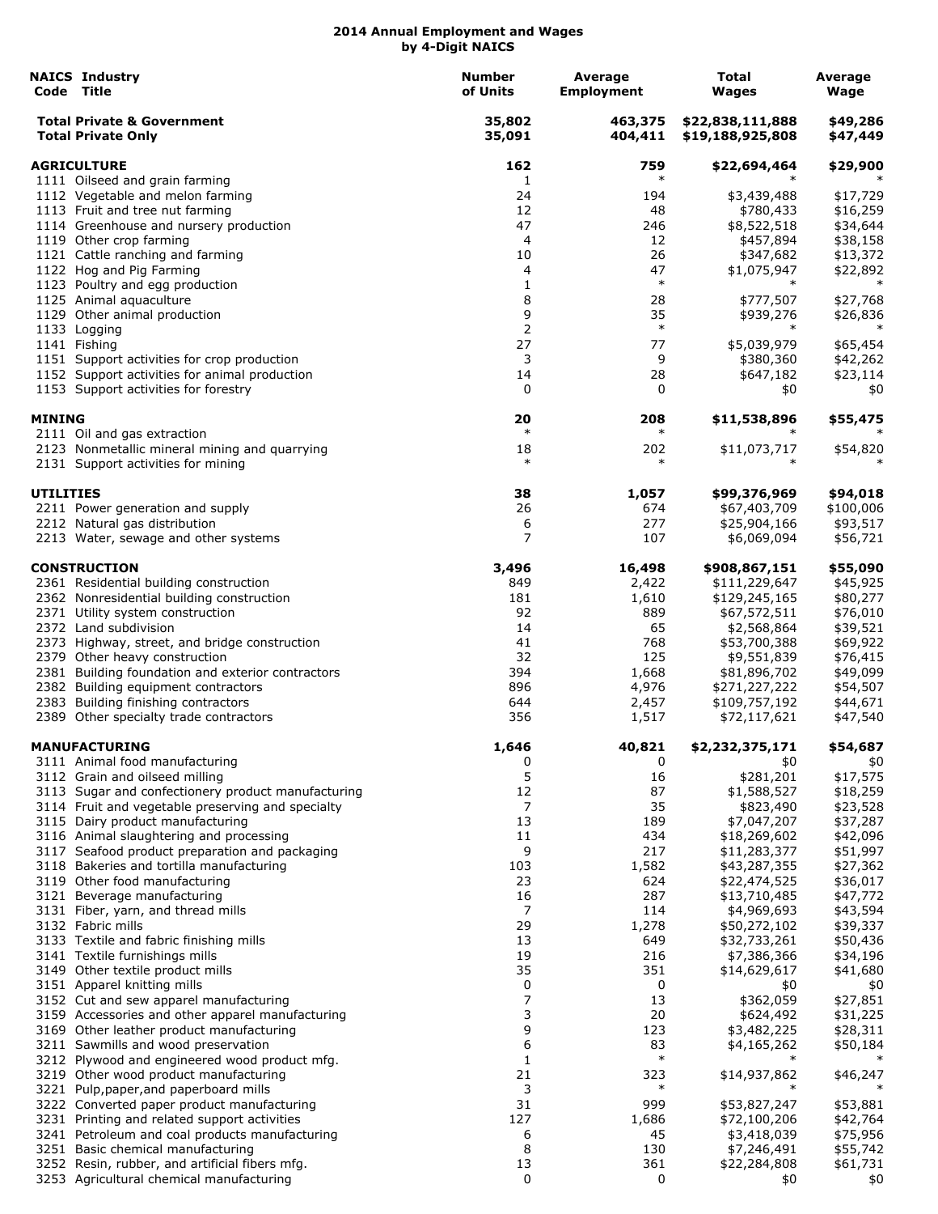# 2014 Annual Employment and Wages by 4-Digit NAICS

| NAICS Code | Industry Title | Number of Units | Average Employment | Total Wages | Average Wage |
|---|---|---|---|---|---|
| | **Total Private & Government** | **35,802** | **463,375** | **$22,838,111,888** | **$49,286** |
| | **Total Private Only** | **35,091** | **404,411** | **$19,188,925,808** | **$47,449** |
| | | | | | |
| | **AGRICULTURE** | **162** | **759** | **$22,694,464** | **$29,900** |
| 1111 | Oilseed and grain farming | 1 | * | * | * |
| 1112 | Vegetable and melon farming | 24 | 194 | $3,439,488 | $17,729 |
| 1113 | Fruit and tree nut farming | 12 | 48 | $780,433 | $16,259 |
| 1114 | Greenhouse and nursery production | 47 | 246 | $8,522,518 | $34,644 |
| 1119 | Other crop farming | 4 | 12 | $457,894 | $38,158 |
| 1121 | Cattle ranching and farming | 10 | 26 | $347,682 | $13,372 |
| 1122 | Hog and Pig Farming | 4 | 47 | $1,075,947 | $22,892 |
| 1123 | Poultry and egg production | 1 | * | * | * |
| 1125 | Animal aquaculture | 8 | 28 | $777,507 | $27,768 |
| 1129 | Other animal production | 9 | 35 | $939,276 | $26,836 |
| 1133 | Logging | 2 | * | * | * |
| 1141 | Fishing | 27 | 77 | $5,039,979 | $65,454 |
| 1151 | Support activities for crop production | 3 | 9 | $380,360 | $42,262 |
| 1152 | Support activities for animal production | 14 | 28 | $647,182 | $23,114 |
| 1153 | Support activities for forestry | 0 | 0 | $0 | $0 |
| | | | | | |
| | **MINING** | **20** | **208** | **$11,538,896** | **$55,475** |
| 2111 | Oil and gas extraction | * | * | * | * |
| 2123 | Nonmetallic mineral mining and quarrying | 18 | 202 | $11,073,717 | $54,820 |
| 2131 | Support activities for mining | * | * | * | * |
| | | | | | |
| | **UTILITIES** | **38** | **1,057** | **$99,376,969** | **$94,018** |
| 2211 | Power generation and supply | 26 | 674 | $67,403,709 | $100,006 |
| 2212 | Natural gas distribution | 6 | 277 | $25,904,166 | $93,517 |
| 2213 | Water, sewage and other systems | 7 | 107 | $6,069,094 | $56,721 |
| | | | | | |
| | **CONSTRUCTION** | **3,496** | **16,498** | **$908,867,151** | **$55,090** |
| 2361 | Residential building construction | 849 | 2,422 | $111,229,647 | $45,925 |
| 2362 | Nonresidential building construction | 181 | 1,610 | $129,245,165 | $80,277 |
| 2371 | Utility system construction | 92 | 889 | $67,572,511 | $76,010 |
| 2372 | Land subdivision | 14 | 65 | $2,568,864 | $39,521 |
| 2373 | Highway, street, and bridge construction | 41 | 768 | $53,700,388 | $69,922 |
| 2379 | Other heavy construction | 32 | 125 | $9,551,839 | $76,415 |
| 2381 | Building foundation and exterior contractors | 394 | 1,668 | $81,896,702 | $49,099 |
| 2382 | Building equipment contractors | 896 | 4,976 | $271,227,222 | $54,507 |
| 2383 | Building finishing contractors | 644 | 2,457 | $109,757,192 | $44,671 |
| 2389 | Other specialty trade contractors | 356 | 1,517 | $72,117,621 | $47,540 |
| | | | | | |
| | **MANUFACTURING** | **1,646** | **40,821** | **$2,232,375,171** | **$54,687** |
| 3111 | Animal food manufacturing | 0 | 0 | $0 | $0 |
| 3112 | Grain and oilseed milling | 5 | 16 | $281,201 | $17,575 |
| 3113 | Sugar and confectionery product manufacturing | 12 | 87 | $1,588,527 | $18,259 |
| 3114 | Fruit and vegetable preserving and specialty | 7 | 35 | $823,490 | $23,528 |
| 3115 | Dairy product manufacturing | 13 | 189 | $7,047,207 | $37,287 |
| 3116 | Animal slaughtering and processing | 11 | 434 | $18,269,602 | $42,096 |
| 3117 | Seafood product preparation and packaging | 9 | 217 | $11,283,377 | $51,997 |
| 3118 | Bakeries and tortilla manufacturing | 103 | 1,582 | $43,287,355 | $27,362 |
| 3119 | Other food manufacturing | 23 | 624 | $22,474,525 | $36,017 |
| 3121 | Beverage manufacturing | 16 | 287 | $13,710,485 | $47,772 |
| 3131 | Fiber, yarn, and thread mills | 7 | 114 | $4,969,693 | $43,594 |
| 3132 | Fabric mills | 29 | 1,278 | $50,272,102 | $39,337 |
| 3133 | Textile and fabric finishing mills | 13 | 649 | $32,733,261 | $50,436 |
| 3141 | Textile furnishings mills | 19 | 216 | $7,386,366 | $34,196 |
| 3149 | Other textile product mills | 35 | 351 | $14,629,617 | $41,680 |
| 3151 | Apparel knitting mills | 0 | 0 | $0 | $0 |
| 3152 | Cut and sew apparel manufacturing | 7 | 13 | $362,059 | $27,851 |
| 3159 | Accessories and other apparel manufacturing | 3 | 20 | $624,492 | $31,225 |
| 3169 | Other leather product manufacturing | 9 | 123 | $3,482,225 | $28,311 |
| 3211 | Sawmills and wood preservation | 6 | 83 | $4,165,262 | $50,184 |
| 3212 | Plywood and engineered wood product mfg. | 1 | * | * | * |
| 3219 | Other wood product manufacturing | 21 | 323 | $14,937,862 | $46,247 |
| 3221 | Pulp,paper,and paperboard mills | 3 | * | * | * |
| 3222 | Converted paper product manufacturing | 31 | 999 | $53,827,247 | $53,881 |
| 3231 | Printing and related support activities | 127 | 1,686 | $72,100,206 | $42,764 |
| 3241 | Petroleum and coal products manufacturing | 6 | 45 | $3,418,039 | $75,956 |
| 3251 | Basic chemical manufacturing | 8 | 130 | $7,246,491 | $55,742 |
| 3252 | Resin, rubber, and artificial fibers mfg. | 13 | 361 | $22,284,808 | $61,731 |
| 3253 | Agricultural chemical manufacturing | 0 | 0 | $0 | $0 |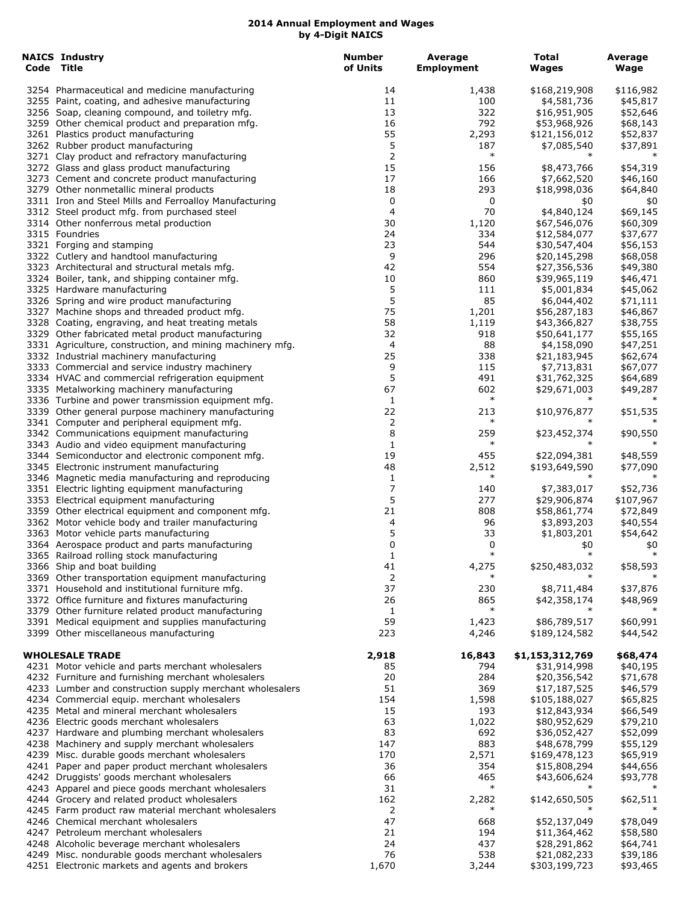# 2014 Annual Employment and Wages by 4-Digit NAICS

| NAICS Code | Industry Title | Number of Units | Average Employment | Total Wages | Average Wage |
|---|---|---|---|---|---|
| 3254 | Pharmaceutical and medicine manufacturing | 14 | 1,438 | $168,219,908 | $116,982 |
| 3255 | Paint, coating, and adhesive manufacturing | 11 | 100 | $4,581,736 | $45,817 |
| 3256 | Soap, cleaning compound, and toiletry mfg. | 13 | 322 | $16,951,905 | $52,646 |
| 3259 | Other chemical product and preparation mfg. | 16 | 792 | $53,968,926 | $68,143 |
| 3261 | Plastics product manufacturing | 55 | 2,293 | $121,156,012 | $52,837 |
| 3262 | Rubber product manufacturing | 5 | 187 | $7,085,540 | $37,891 |
| 3271 | Clay product and refractory manufacturing | 2 | * | * | * |
| 3272 | Glass and glass product manufacturing | 15 | 156 | $8,473,766 | $54,319 |
| 3273 | Cement and concrete product manufacturing | 17 | 166 | $7,662,520 | $46,160 |
| 3279 | Other nonmetallic mineral products | 18 | 293 | $18,998,036 | $64,840 |
| 3311 | Iron and Steel Mills and Ferroalloy Manufacturing | 0 | 0 | $0 | $0 |
| 3312 | Steel product mfg. from purchased steel | 4 | 70 | $4,840,124 | $69,145 |
| 3314 | Other nonferrous metal production | 30 | 1,120 | $67,546,076 | $60,309 |
| 3315 | Foundries | 24 | 334 | $12,584,077 | $37,677 |
| 3321 | Forging and stamping | 23 | 544 | $30,547,404 | $56,153 |
| 3322 | Cutlery and handtool manufacturing | 9 | 296 | $20,145,298 | $68,058 |
| 3323 | Architectural and structural metals mfg. | 42 | 554 | $27,356,536 | $49,380 |
| 3324 | Boiler, tank, and shipping container mfg. | 10 | 860 | $39,965,119 | $46,471 |
| 3325 | Hardware manufacturing | 5 | 111 | $5,001,834 | $45,062 |
| 3326 | Spring and wire product manufacturing | 5 | 85 | $6,044,402 | $71,111 |
| 3327 | Machine shops and threaded product mfg. | 75 | 1,201 | $56,287,183 | $46,867 |
| 3328 | Coating, engraving, and heat treating metals | 58 | 1,119 | $43,366,827 | $38,755 |
| 3329 | Other fabricated metal product manufacturing | 32 | 918 | $50,641,177 | $55,165 |
| 3331 | Agriculture, construction, and mining machinery mfg. | 4 | 88 | $4,158,090 | $47,251 |
| 3332 | Industrial machinery manufacturing | 25 | 338 | $21,183,945 | $62,674 |
| 3333 | Commercial and service industry machinery | 9 | 115 | $7,713,831 | $67,077 |
| 3334 | HVAC and commercial refrigeration equipment | 5 | 491 | $31,762,325 | $64,689 |
| 3335 | Metalworking machinery manufacturing | 67 | 602 | $29,671,003 | $49,287 |
| 3336 | Turbine and power transmission equipment mfg. | 1 | * | * | * |
| 3339 | Other general purpose machinery manufacturing | 22 | 213 | $10,976,877 | $51,535 |
| 3341 | Computer and peripheral equipment mfg. | 2 | * | * | * |
| 3342 | Communications equipment manufacturing | 8 | 259 | $23,452,374 | $90,550 |
| 3343 | Audio and video equipment manufacturing | 1 | * | * | * |
| 3344 | Semiconductor and electronic component mfg. | 19 | 455 | $22,094,381 | $48,559 |
| 3345 | Electronic instrument manufacturing | 48 | 2,512 | $193,649,590 | $77,090 |
| 3346 | Magnetic media manufacturing and reproducing | 1 | * | * | * |
| 3351 | Electric lighting equipment manufacturing | 7 | 140 | $7,383,017 | $52,736 |
| 3353 | Electrical equipment manufacturing | 5 | 277 | $29,906,874 | $107,967 |
| 3359 | Other electrical equipment and component mfg. | 21 | 808 | $58,861,774 | $72,849 |
| 3362 | Motor vehicle body and trailer manufacturing | 4 | 96 | $3,893,203 | $40,554 |
| 3363 | Motor vehicle parts manufacturing | 5 | 33 | $1,803,201 | $54,642 |
| 3364 | Aerospace product and parts manufacturing | 0 | 0 | $0 | $0 |
| 3365 | Railroad rolling stock manufacturing | 1 | * | * | * |
| 3366 | Ship and boat building | 41 | 4,275 | $250,483,032 | $58,593 |
| 3369 | Other transportation equipment manufacturing | 2 | * | * | * |
| 3371 | Household and institutional furniture mfg. | 37 | 230 | $8,711,484 | $37,876 |
| 3372 | Office furniture and fixtures manufacturing | 26 | 865 | $42,358,174 | $48,969 |
| 3379 | Other furniture related product manufacturing | 1 | * | * | * |
| 3391 | Medical equipment and supplies manufacturing | 59 | 1,423 | $86,789,517 | $60,991 |
| 3399 | Other miscellaneous manufacturing | 223 | 4,246 | $189,124,582 | $44,542 |
| | **WHOLESALE TRADE** | **2,918** | **16,843** | **$1,153,312,769** | **$68,474** |
| 4231 | Motor vehicle and parts merchant wholesalers | 85 | 794 | $31,914,998 | $40,195 |
| 4232 | Furniture and furnishing merchant wholesalers | 20 | 284 | $20,356,542 | $71,678 |
| 4233 | Lumber and construction supply merchant wholesalers | 51 | 369 | $17,187,525 | $46,579 |
| 4234 | Commercial equip. merchant wholesalers | 154 | 1,598 | $105,188,027 | $65,825 |
| 4235 | Metal and mineral merchant wholesalers | 15 | 193 | $12,843,934 | $66,549 |
| 4236 | Electric goods merchant wholesalers | 63 | 1,022 | $80,952,629 | $79,210 |
| 4237 | Hardware and plumbing merchant wholesalers | 83 | 692 | $36,052,427 | $52,099 |
| 4238 | Machinery and supply merchant wholesalers | 147 | 883 | $48,678,799 | $55,129 |
| 4239 | Misc. durable goods merchant wholesalers | 170 | 2,571 | $169,478,123 | $65,919 |
| 4241 | Paper and paper product merchant wholesalers | 36 | 354 | $15,808,294 | $44,656 |
| 4242 | Druggists' goods merchant wholesalers | 66 | 465 | $43,606,624 | $93,778 |
| 4243 | Apparel and piece goods merchant wholesalers | 31 | * | * | * |
| 4244 | Grocery and related product wholesalers | 162 | 2,282 | $142,650,505 | $62,511 |
| 4245 | Farm product raw material merchant wholesalers | 2 | * | * | * |
| 4246 | Chemical merchant wholesalers | 47 | 668 | $52,137,049 | $78,049 |
| 4247 | Petroleum merchant wholesalers | 21 | 194 | $11,364,462 | $58,580 |
| 4248 | Alcoholic beverage merchant wholesalers | 24 | 437 | $28,291,862 | $64,741 |
| 4249 | Misc. nondurable goods merchant wholesalers | 76 | 538 | $21,082,233 | $39,186 |
| 4251 | Electronic markets and agents and brokers | 1,670 | 3,244 | $303,199,723 | $93,465 |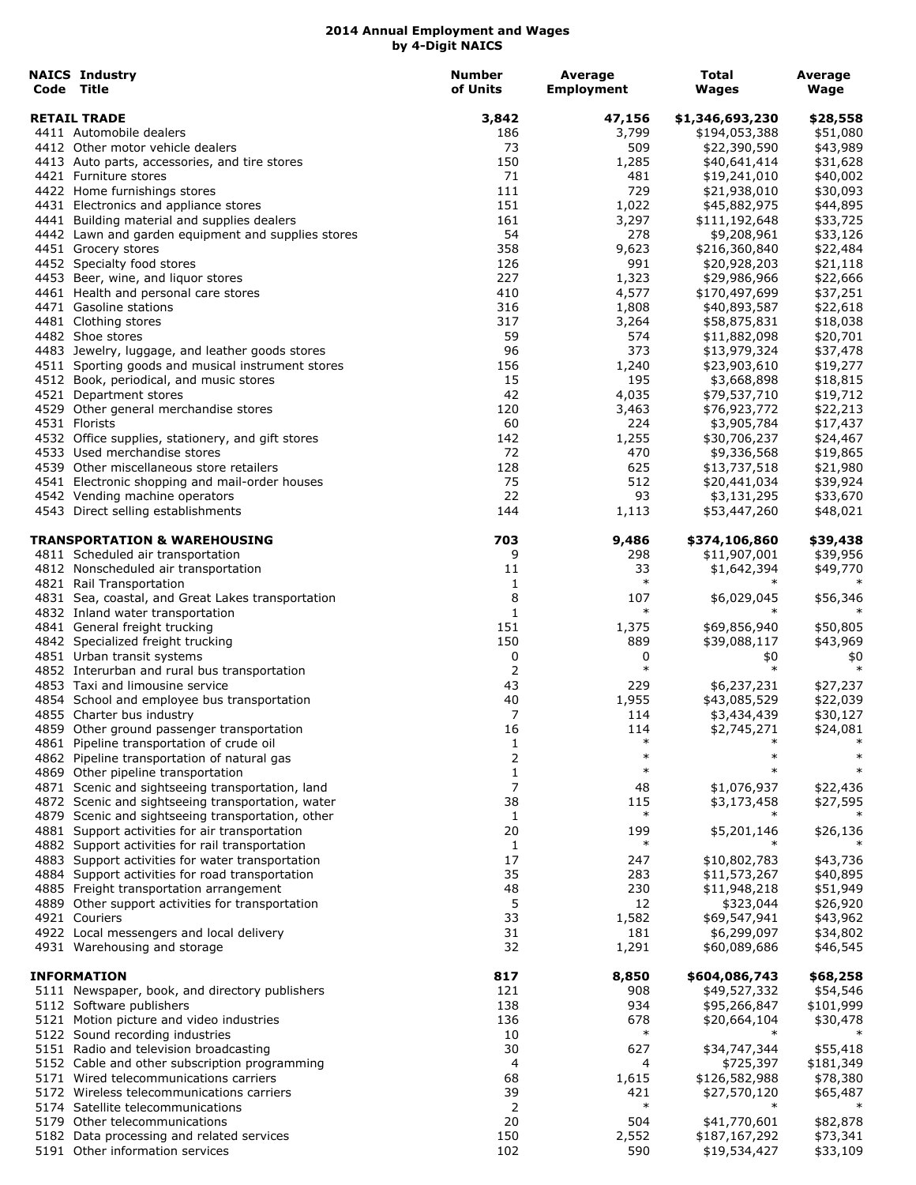# 2014 Annual Employment and Wages
## by 4-Digit NAICS

| NAICS Code | Industry Title | Number of Units | Average Employment | Total Wages | Average Wage |
|---|---|---|---|---|---|
| | **RETAIL TRADE** | **3,842** | **47,156** | **$1,346,693,230** | **$28,558** |
| 4411 | Automobile dealers | 186 | 3,799 | $194,053,388 | $51,080 |
| 4412 | Other motor vehicle dealers | 73 | 509 | $22,390,590 | $43,989 |
| 4413 | Auto parts, accessories, and tire stores | 150 | 1,285 | $40,641,414 | $31,628 |
| 4421 | Furniture stores | 71 | 481 | $19,241,010 | $40,002 |
| 4422 | Home furnishings stores | 111 | 729 | $21,938,010 | $30,093 |
| 4431 | Electronics and appliance stores | 151 | 1,022 | $45,882,975 | $44,895 |
| 4441 | Building material and supplies dealers | 161 | 3,297 | $111,192,648 | $33,725 |
| 4442 | Lawn and garden equipment and supplies stores | 54 | 278 | $9,208,961 | $33,126 |
| 4451 | Grocery stores | 358 | 9,623 | $216,360,840 | $22,484 |
| 4452 | Specialty food stores | 126 | 991 | $20,928,203 | $21,118 |
| 4453 | Beer, wine, and liquor stores | 227 | 1,323 | $29,986,966 | $22,666 |
| 4461 | Health and personal care stores | 410 | 4,577 | $170,497,699 | $37,251 |
| 4471 | Gasoline stations | 316 | 1,808 | $40,893,587 | $22,618 |
| 4481 | Clothing stores | 317 | 3,264 | $58,875,831 | $18,038 |
| 4482 | Shoe stores | 59 | 574 | $11,882,098 | $20,701 |
| 4483 | Jewelry, luggage, and leather goods stores | 96 | 373 | $13,979,324 | $37,478 |
| 4511 | Sporting goods and musical instrument stores | 156 | 1,240 | $23,903,610 | $19,277 |
| 4512 | Book, periodical, and music stores | 15 | 195 | $3,668,898 | $18,815 |
| 4521 | Department stores | 42 | 4,035 | $79,537,710 | $19,712 |
| 4529 | Other general merchandise stores | 120 | 3,463 | $76,923,772 | $22,213 |
| 4531 | Florists | 60 | 224 | $3,905,784 | $17,437 |
| 4532 | Office supplies, stationery, and gift stores | 142 | 1,255 | $30,706,237 | $24,467 |
| 4533 | Used merchandise stores | 72 | 470 | $9,336,568 | $19,865 |
| 4539 | Other miscellaneous store retailers | 128 | 625 | $13,737,518 | $21,980 |
| 4541 | Electronic shopping and mail-order houses | 75 | 512 | $20,441,034 | $39,924 |
| 4542 | Vending machine operators | 22 | 93 | $3,131,295 | $33,670 |
| 4543 | Direct selling establishments | 144 | 1,113 | $53,447,260 | $48,021 |
| | **TRANSPORTATION & WAREHOUSING** | **703** | **9,486** | **$374,106,860** | **$39,438** |
| 4811 | Scheduled air transportation | 9 | 298 | $11,907,001 | $39,956 |
| 4812 | Nonscheduled air transportation | 11 | 33 | $1,642,394 | $49,770 |
| 4821 | Rail Transportation | 1 | * | * | * |
| 4831 | Sea, coastal, and Great Lakes transportation | 8 | 107 | $6,029,045 | $56,346 |
| 4832 | Inland water transportation | 1 | * | * | * |
| 4841 | General freight trucking | 151 | 1,375 | $69,856,940 | $50,805 |
| 4842 | Specialized freight trucking | 150 | 889 | $39,088,117 | $43,969 |
| 4851 | Urban transit systems | 0 | 0 | $0 | $0 |
| 4852 | Interurban and rural bus transportation | 2 | * | * | * |
| 4853 | Taxi and limousine service | 43 | 229 | $6,237,231 | $27,237 |
| 4854 | School and employee bus transportation | 40 | 1,955 | $43,085,529 | $22,039 |
| 4855 | Charter bus industry | 7 | 114 | $3,434,439 | $30,127 |
| 4859 | Other ground passenger transportation | 16 | 114 | $2,745,271 | $24,081 |
| 4861 | Pipeline transportation of crude oil | 1 | * | * | * |
| 4862 | Pipeline transportation of natural gas | 2 | * | * | * |
| 4869 | Other pipeline transportation | 1 | * | * | * |
| 4871 | Scenic and sightseeing transportation, land | 7 | 48 | $1,076,937 | $22,436 |
| 4872 | Scenic and sightseeing transportation, water | 38 | 115 | $3,173,458 | $27,595 |
| 4879 | Scenic and sightseeing transportation, other | 1 | * | * | * |
| 4881 | Support activities for air transportation | 20 | 199 | $5,201,146 | $26,136 |
| 4882 | Support activities for rail transportation | 1 | * | * | * |
| 4883 | Support activities for water transportation | 17 | 247 | $10,802,783 | $43,736 |
| 4884 | Support activities for road transportation | 35 | 283 | $11,573,267 | $40,895 |
| 4885 | Freight transportation arrangement | 48 | 230 | $11,948,218 | $51,949 |
| 4889 | Other support activities for transportation | 5 | 12 | $323,044 | $26,920 |
| 4921 | Couriers | 33 | 1,582 | $69,547,941 | $43,962 |
| 4922 | Local messengers and local delivery | 31 | 181 | $6,299,097 | $34,802 |
| 4931 | Warehousing and storage | 32 | 1,291 | $60,089,686 | $46,545 |
| | **INFORMATION** | **817** | **8,850** | **$604,086,743** | **$68,258** |
| 5111 | Newspaper, book, and directory publishers | 121 | 908 | $49,527,332 | $54,546 |
| 5112 | Software publishers | 138 | 934 | $95,266,847 | $101,999 |
| 5121 | Motion picture and video industries | 136 | 678 | $20,664,104 | $30,478 |
| 5122 | Sound recording industries | 10 | * | * | * |
| 5151 | Radio and television broadcasting | 30 | 627 | $34,747,344 | $55,418 |
| 5152 | Cable and other subscription programming | 4 | 4 | $725,397 | $181,349 |
| 5171 | Wired telecommunications carriers | 68 | 1,615 | $126,582,988 | $78,380 |
| 5172 | Wireless telecommunications carriers | 39 | 421 | $27,570,120 | $65,487 |
| 5174 | Satellite telecommunications | 2 | * | * | * |
| 5179 | Other telecommunications | 20 | 504 | $41,770,601 | $82,878 |
| 5182 | Data processing and related services | 150 | 2,552 | $187,167,292 | $73,341 |
| 5191 | Other information services | 102 | 590 | $19,534,427 | $33,109 |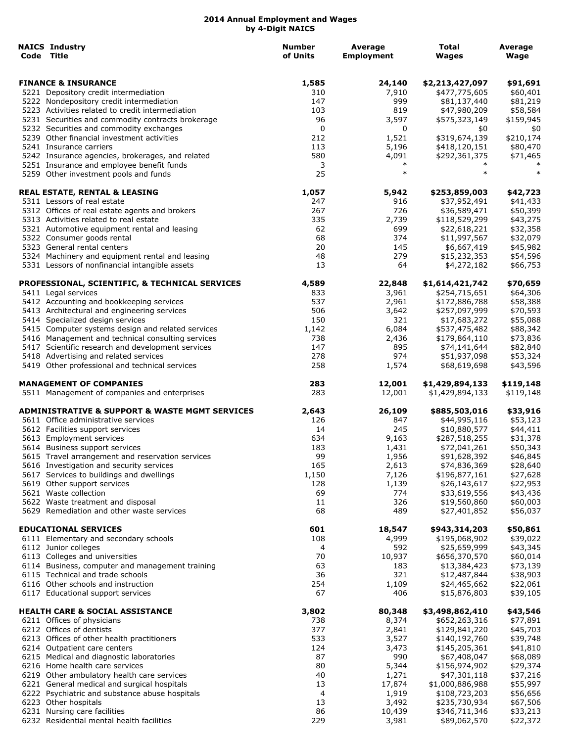## 2014 Annual Employment and Wages by 4-Digit NAICS

| NAICS Code | Industry Title | Number of Units | Average Employment | Total Wages | Average Wage |
|---|---|---|---|---|---|
| | **FINANCE & INSURANCE** | **1,585** | **24,140** | **$2,213,427,097** | **$91,691** |
| 5221 | Depository credit intermediation | 310 | 7,910 | $477,775,605 | $60,401 |
| 5222 | Nondepository credit intermediation | 147 | 999 | $81,137,440 | $81,219 |
| 5223 | Activities related to credit intermediation | 103 | 819 | $47,980,209 | $58,584 |
| 5231 | Securities and commodity contracts brokerage | 96 | 3,597 | $575,323,149 | $159,945 |
| 5232 | Securities and commodity exchanges | 0 | 0 | $0 | $0 |
| 5239 | Other financial investment activities | 212 | 1,521 | $319,674,139 | $210,174 |
| 5241 | Insurance carriers | 113 | 5,196 | $418,120,151 | $80,470 |
| 5242 | Insurance agencies, brokerages, and related | 580 | 4,091 | $292,361,375 | $71,465 |
| 5251 | Insurance and employee benefit funds | 3 | * | * | * |
| 5259 | Other investment pools and funds | 25 | * | * | * |
| | **REAL ESTATE, RENTAL & LEASING** | **1,057** | **5,942** | **$253,859,003** | **$42,723** |
| 5311 | Lessors of real estate | 247 | 916 | $37,952,491 | $41,433 |
| 5312 | Offices of real estate agents and brokers | 267 | 726 | $36,589,471 | $50,399 |
| 5313 | Activities related to real estate | 335 | 2,739 | $118,529,299 | $43,275 |
| 5321 | Automotive equipment rental and leasing | 62 | 699 | $22,618,221 | $32,358 |
| 5322 | Consumer goods rental | 68 | 374 | $11,997,567 | $32,079 |
| 5323 | General rental centers | 20 | 145 | $6,667,419 | $45,982 |
| 5324 | Machinery and equipment rental and leasing | 48 | 279 | $15,232,353 | $54,596 |
| 5331 | Lessors of nonfinancial intangible assets | 13 | 64 | $4,272,182 | $66,753 |
| | **PROFESSIONAL, SCIENTIFIC, & TECHNICAL SERVICES** | **4,589** | **22,848** | **$1,614,421,742** | **$70,659** |
| 5411 | Legal services | 833 | 3,961 | $254,715,651 | $64,306 |
| 5412 | Accounting and bookkeeping services | 537 | 2,961 | $172,886,788 | $58,388 |
| 5413 | Architectural and engineering services | 506 | 3,642 | $257,097,999 | $70,593 |
| 5414 | Specialized design services | 150 | 321 | $17,683,272 | $55,088 |
| 5415 | Computer systems design and related services | 1,142 | 6,084 | $537,475,482 | $88,342 |
| 5416 | Management and technical consulting services | 738 | 2,436 | $179,864,110 | $73,836 |
| 5417 | Scientific research and development services | 147 | 895 | $74,141,644 | $82,840 |
| 5418 | Advertising and related services | 278 | 974 | $51,937,098 | $53,324 |
| 5419 | Other professional and technical services | 258 | 1,574 | $68,619,698 | $43,596 |
| | **MANAGEMENT OF COMPANIES** | **283** | **12,001** | **$1,429,894,133** | **$119,148** |
| 5511 | Management of companies and enterprises | 283 | 12,001 | $1,429,894,133 | $119,148 |
| | **ADMINISTRATIVE & SUPPORT & WASTE MGMT SERVICES** | **2,643** | **26,109** | **$885,503,016** | **$33,916** |
| 5611 | Office administrative services | 126 | 847 | $44,995,116 | $53,123 |
| 5612 | Facilities support services | 14 | 245 | $10,880,577 | $44,411 |
| 5613 | Employment services | 634 | 9,163 | $287,518,255 | $31,378 |
| 5614 | Business support services | 183 | 1,431 | $72,041,261 | $50,343 |
| 5615 | Travel arrangement and reservation services | 99 | 1,956 | $91,628,392 | $46,845 |
| 5616 | Investigation and security services | 165 | 2,613 | $74,836,369 | $28,640 |
| 5617 | Services to buildings and dwellings | 1,150 | 7,126 | $196,877,161 | $27,628 |
| 5619 | Other support services | 128 | 1,139 | $26,143,617 | $22,953 |
| 5621 | Waste collection | 69 | 774 | $33,619,556 | $43,436 |
| 5622 | Waste treatment and disposal | 11 | 326 | $19,560,860 | $60,003 |
| 5629 | Remediation and other waste services | 68 | 489 | $27,401,852 | $56,037 |
| | **EDUCATIONAL SERVICES** | **601** | **18,547** | **$943,314,203** | **$50,861** |
| 6111 | Elementary and secondary schools | 108 | 4,999 | $195,068,902 | $39,022 |
| 6112 | Junior colleges | 4 | 592 | $25,659,999 | $43,345 |
| 6113 | Colleges and universities | 70 | 10,937 | $656,370,570 | $60,014 |
| 6114 | Business, computer and management training | 63 | 183 | $13,384,423 | $73,139 |
| 6115 | Technical and trade schools | 36 | 321 | $12,487,844 | $38,903 |
| 6116 | Other schools and instruction | 254 | 1,109 | $24,465,662 | $22,061 |
| 6117 | Educational support services | 67 | 406 | $15,876,803 | $39,105 |
| | **HEALTH CARE & SOCIAL ASSISTANCE** | **3,802** | **80,348** | **$3,498,862,410** | **$43,546** |
| 6211 | Offices of physicians | 738 | 8,374 | $652,263,316 | $77,891 |
| 6212 | Offices of dentists | 377 | 2,841 | $129,841,220 | $45,703 |
| 6213 | Offices of other health practitioners | 533 | 3,527 | $140,192,760 | $39,748 |
| 6214 | Outpatient care centers | 124 | 3,473 | $145,205,361 | $41,810 |
| 6215 | Medical and diagnostic laboratories | 87 | 990 | $67,408,047 | $68,089 |
| 6216 | Home health care services | 80 | 5,344 | $156,974,902 | $29,374 |
| 6219 | Other ambulatory health care services | 40 | 1,271 | $47,301,118 | $37,216 |
| 6221 | General medical and surgical hospitals | 13 | 17,874 | $1,000,886,988 | $55,997 |
| 6222 | Psychiatric and substance abuse hospitals | 4 | 1,919 | $108,723,203 | $56,656 |
| 6223 | Other hospitals | 13 | 3,492 | $235,730,934 | $67,506 |
| 6231 | Nursing care facilities | 86 | 10,439 | $346,711,346 | $33,213 |
| 6232 | Residential mental health facilities | 229 | 3,981 | $89,062,570 | $22,372 |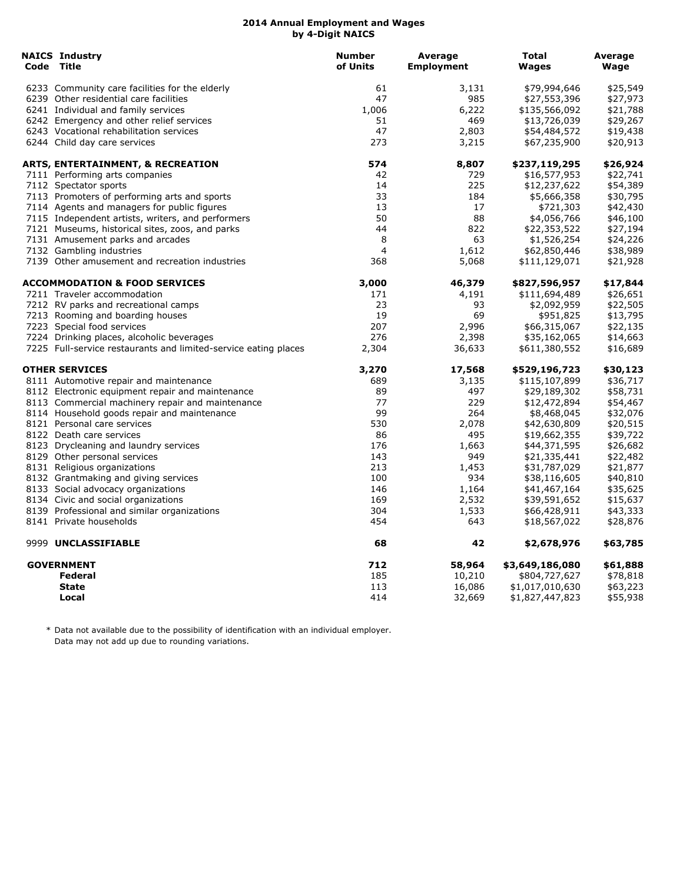# 2014 Annual Employment and Wages
## by 4-Digit NAICS

| NAICS Code | Industry Title | Number of Units | Average Employment | Total Wages | Average Wage |
|---|---|---|---|---|---|
| 6233 | Community care facilities for the elderly | 61 | 3,131 | $79,994,646 | $25,549 |
| 6239 | Other residential care facilities | 47 | 985 | $27,553,396 | $27,973 |
| 6241 | Individual and family services | 1,006 | 6,222 | $135,566,092 | $21,788 |
| 6242 | Emergency and other relief services | 51 | 469 | $13,726,039 | $29,267 |
| 6243 | Vocational rehabilitation services | 47 | 2,803 | $54,484,572 | $19,438 |
| 6244 | Child day care services | 273 | 3,215 | $67,235,900 | $20,913 |
| | **ARTS, ENTERTAINMENT, & RECREATION** | **574** | **8,807** | **$237,119,295** | **$26,924** |
| 7111 | Performing arts companies | 42 | 729 | $16,577,953 | $22,741 |
| 7112 | Spectator sports | 14 | 225 | $12,237,622 | $54,389 |
| 7113 | Promoters of performing arts and sports | 33 | 184 | $5,666,358 | $30,795 |
| 7114 | Agents and managers for public figures | 13 | 17 | $721,303 | $42,430 |
| 7115 | Independent artists, writers, and performers | 50 | 88 | $4,056,766 | $46,100 |
| 7121 | Museums, historical sites, zoos, and parks | 44 | 822 | $22,353,522 | $27,194 |
| 7131 | Amusement parks and arcades | 8 | 63 | $1,526,254 | $24,226 |
| 7132 | Gambling industries | 4 | 1,612 | $62,850,446 | $38,989 |
| 7139 | Other amusement and recreation industries | 368 | 5,068 | $111,129,071 | $21,928 |
| | **ACCOMMODATION & FOOD SERVICES** | **3,000** | **46,379** | **$827,596,957** | **$17,844** |
| 7211 | Traveler accommodation | 171 | 4,191 | $111,694,489 | $26,651 |
| 7212 | RV parks and recreational camps | 23 | 93 | $2,092,959 | $22,505 |
| 7213 | Rooming and boarding houses | 19 | 69 | $951,825 | $13,795 |
| 7223 | Special food services | 207 | 2,996 | $66,315,067 | $22,135 |
| 7224 | Drinking places, alcoholic beverages | 276 | 2,398 | $35,162,065 | $14,663 |
| 7225 | Full-service restaurants and limited-service eating places | 2,304 | 36,633 | $611,380,552 | $16,689 |
| | **OTHER SERVICES** | **3,270** | **17,568** | **$529,196,723** | **$30,123** |
| 8111 | Automotive repair and maintenance | 689 | 3,135 | $115,107,899 | $36,717 |
| 8112 | Electronic equipment repair and maintenance | 89 | 497 | $29,189,302 | $58,731 |
| 8113 | Commercial machinery repair and maintenance | 77 | 229 | $12,472,894 | $54,467 |
| 8114 | Household goods repair and maintenance | 99 | 264 | $8,468,045 | $32,076 |
| 8121 | Personal care services | 530 | 2,078 | $42,630,809 | $20,515 |
| 8122 | Death care services | 86 | 495 | $19,662,355 | $39,722 |
| 8123 | Drycleaning and laundry services | 176 | 1,663 | $44,371,595 | $26,682 |
| 8129 | Other personal services | 143 | 949 | $21,335,441 | $22,482 |
| 8131 | Religious organizations | 213 | 1,453 | $31,787,029 | $21,877 |
| 8132 | Grantmaking and giving services | 100 | 934 | $38,116,605 | $40,810 |
| 8133 | Social advocacy organizations | 146 | 1,164 | $41,467,164 | $35,625 |
| 8134 | Civic and social organizations | 169 | 2,532 | $39,591,652 | $15,637 |
| 8139 | Professional and similar organizations | 304 | 1,533 | $66,428,911 | $43,333 |
| 8141 | Private households | 454 | 643 | $18,567,022 | $28,876 |
| 9999 | **UNCLASSIFIABLE** | **68** | **42** | **$2,678,976** | **$63,785** |
| | **GOVERNMENT** | **712** | **58,964** | **$3,649,186,080** | **$61,888** |
| | **Federal** | 185 | 10,210 | $804,727,627 | $78,818 |
| | **State** | 113 | 16,086 | $1,017,010,630 | $63,223 |
| | **Local** | 414 | 32,669 | $1,827,447,823 | $55,938 |

\* Data not available due to the possibility of identification with an individual employer.
Data may not add up due to rounding variations.